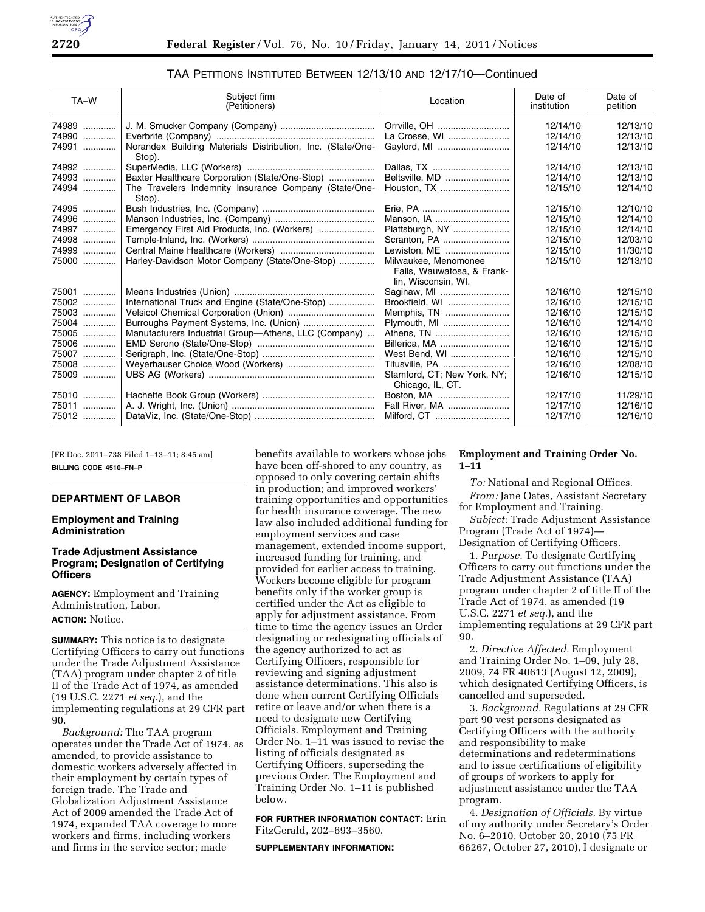TAA PETITIONS INSTITUTED BETWEEN 12/13/10 AND 12/17/10—Continued

| TA–W | Subject firm (Petitioners) | Location | Date of institution | Date of petition |
| --- | --- | --- | --- | --- |
| 74989 | J. M. Smucker Company (Company) | Orrville, OH | 12/14/10 | 12/13/10 |
| 74990 | Everbrite (Company) | La Crosse, WI | 12/14/10 | 12/13/10 |
| 74991 | Norandex Building Materials Distribution, Inc. (State/One-Stop). | Gaylord, MI | 12/14/10 | 12/13/10 |
| 74992 | SuperMedia, LLC (Workers) | Dallas, TX | 12/14/10 | 12/13/10 |
| 74993 | Baxter Healthcare Corporation (State/One-Stop) | Beltsville, MD | 12/14/10 | 12/13/10 |
| 74994 | The Travelers Indemnity Insurance Company (State/One-Stop). | Houston, TX | 12/15/10 | 12/14/10 |
| 74995 | Bush Industries, Inc. (Company) | Erie, PA | 12/15/10 | 12/10/10 |
| 74996 | Manson Industries, Inc. (Company) | Manson, IA | 12/15/10 | 12/14/10 |
| 74997 | Emergency First Aid Products, Inc. (Workers) | Plattsburgh, NY | 12/15/10 | 12/14/10 |
| 74998 | Temple-Inland, Inc. (Workers) | Scranton, PA | 12/15/10 | 12/03/10 |
| 74999 | Central Maine Healthcare (Workers) | Lewiston, ME | 12/15/10 | 11/30/10 |
| 75000 | Harley-Davidson Motor Company (State/One-Stop) | Milwaukee, Menomonee Falls, Wauwatosa, & Franklin, Wisconsin, WI. | 12/15/10 | 12/13/10 |
| 75001 | Means Industries (Union) | Saginaw, MI | 12/16/10 | 12/15/10 |
| 75002 | International Truck and Engine (State/One-Stop) | Brookfield, WI | 12/16/10 | 12/15/10 |
| 75003 | Velsicol Chemical Corporation (Union) | Memphis, TN | 12/16/10 | 12/15/10 |
| 75004 | Burroughs Payment Systems, Inc. (Union) | Plymouth, MI | 12/16/10 | 12/14/10 |
| 75005 | Manufacturers Industrial Group—Athens, LLC (Company) | Athens, TN | 12/16/10 | 12/15/10 |
| 75006 | EMD Serono (State/One-Stop) | Billerica, MA | 12/16/10 | 12/15/10 |
| 75007 | Serigraph, Inc. (State/One-Stop) | West Bend, WI | 12/16/10 | 12/15/10 |
| 75008 | Weyerhauser Choice Wood (Workers) | Titusville, PA | 12/16/10 | 12/08/10 |
| 75009 | UBS AG (Workers) | Stamford, CT; New York, NY; Chicago, IL, CT. | 12/16/10 | 12/15/10 |
| 75010 | Hachette Book Group (Workers) | Boston, MA | 12/17/10 | 11/29/10 |
| 75011 | A. J. Wright, Inc. (Union) | Fall River, MA | 12/17/10 | 12/16/10 |
| 75012 | DataViz, Inc. (State/One-Stop) | Milford, CT | 12/17/10 | 12/16/10 |

[FR Doc. 2011–738 Filed 1–13–11; 8:45 am]

**BILLING CODE 4510–FN–P**

## DEPARTMENT OF LABOR

### Employment and Training Administration

### Trade Adjustment Assistance Program; Designation of Certifying Officers

**AGENCY:** Employment and Training Administration, Labor.

**ACTION:** Notice.

**SUMMARY:** This notice is to designate Certifying Officers to carry out functions under the Trade Adjustment Assistance (TAA) program under chapter 2 of title II of the Trade Act of 1974, as amended (19 U.S.C. 2271 *et seq.*), and the implementing regulations at 29 CFR part 90.

*Background:* The TAA program operates under the Trade Act of 1974, as amended, to provide assistance to domestic workers adversely affected in their employment by certain types of foreign trade. The Trade and Globalization Adjustment Assistance Act of 2009 amended the Trade Act of 1974, expanded TAA coverage to more workers and firms, including workers and firms in the service sector; made benefits available to workers whose jobs have been off-shored to any country, as opposed to only covering certain shifts in production; and improved workers' training opportunities and opportunities for health insurance coverage. The new law also included additional funding for employment services and case management, extended income support, increased funding for training, and provided for earlier access to training. Workers become eligible for program benefits only if the worker group is certified under the Act as eligible to apply for adjustment assistance. From time to time the agency issues an Order designating or redesignating officials of the agency authorized to act as Certifying Officers, responsible for reviewing and signing adjustment assistance determinations. This also is done when current Certifying Officials retire or leave and/or when there is a need to designate new Certifying Officials. Employment and Training Order No. 1–11 was issued to revise the listing of officials designated as Certifying Officers, superseding the previous Order. The Employment and Training Order No. 1–11 is published below.

**FOR FURTHER INFORMATION CONTACT:** Erin FitzGerald, 202–693–3560.

**SUPPLEMENTARY INFORMATION:**

**Employment and Training Order No. 1–11**

*To:* National and Regional Offices.

*From:* Jane Oates, Assistant Secretary for Employment and Training.

*Subject:* Trade Adjustment Assistance Program (Trade Act of 1974)—Designation of Certifying Officers.

1. *Purpose.* To designate Certifying Officers to carry out functions under the Trade Adjustment Assistance (TAA) program under chapter 2 of title II of the Trade Act of 1974, as amended (19 U.S.C. 2271 *et seq.*), and the implementing regulations at 29 CFR part 90.

2. *Directive Affected.* Employment and Training Order No. 1–09, July 28, 2009, 74 FR 40613 (August 12, 2009), which designated Certifying Officers, is cancelled and superseded.

3. *Background.* Regulations at 29 CFR part 90 vest persons designated as Certifying Officers with the authority and responsibility to make determinations and redeterminations and to issue certifications of eligibility of groups of workers to apply for adjustment assistance under the TAA program.

4. *Designation of Officials.* By virtue of my authority under Secretary's Order No. 6–2010, October 20, 2010 (75 FR 66267, October 27, 2010), I designate or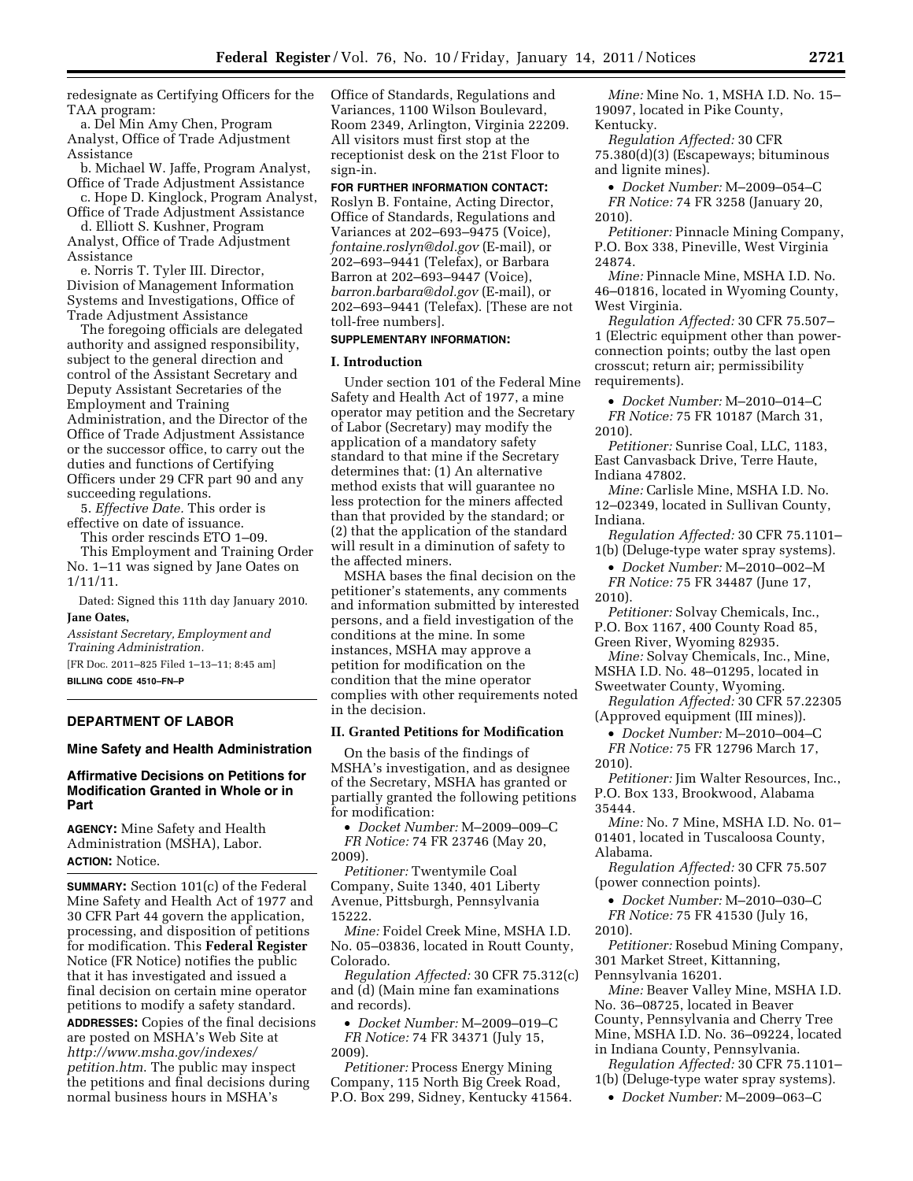redesignate as Certifying Officers for the TAA program:

a. Del Min Amy Chen, Program Analyst, Office of Trade Adjustment Assistance

b. Michael W. Jaffe, Program Analyst, Office of Trade Adjustment Assistance

c. Hope D. Kinglock, Program Analyst, Office of Trade Adjustment Assistance

d. Elliott S. Kushner, Program Analyst, Office of Trade Adjustment Assistance

e. Norris T. Tyler III. Director, Division of Management Information Systems and Investigations, Office of Trade Adjustment Assistance

The foregoing officials are delegated authority and assigned responsibility, subject to the general direction and control of the Assistant Secretary and Deputy Assistant Secretaries of the Employment and Training Administration, and the Director of the Office of Trade Adjustment Assistance or the successor office, to carry out the duties and functions of Certifying Officers under 29 CFR part 90 and any succeeding regulations.

5. *Effective Date.* This order is effective on date of issuance.

This order rescinds ETO 1–09.

This Employment and Training Order No. 1–11 was signed by Jane Oates on 1/11/11.

Dated: Signed this 11th day January 2010.

**Jane Oates,**

*Assistant Secretary, Employment and Training Administration.*

[FR Doc. 2011–825 Filed 1–13–11; 8:45 am]

**BILLING CODE 4510–FN–P**

## DEPARTMENT OF LABOR

### Mine Safety and Health Administration

### Affirmative Decisions on Petitions for Modification Granted in Whole or in Part

**AGENCY:** Mine Safety and Health Administration (MSHA), Labor.

**ACTION:** Notice.

**SUMMARY:** Section 101(c) of the Federal Mine Safety and Health Act of 1977 and 30 CFR Part 44 govern the application, processing, and disposition of petitions for modification. This **Federal Register** Notice (FR Notice) notifies the public that it has investigated and issued a final decision on certain mine operator petitions to modify a safety standard.

**ADDRESSES:** Copies of the final decisions are posted on MSHA's Web Site at *http://www.msha.gov/indexes/petition.htm*. The public may inspect the petitions and final decisions during normal business hours in MSHA's Office of Standards, Regulations and Variances, 1100 Wilson Boulevard, Room 2349, Arlington, Virginia 22209. All visitors must first stop at the receptionist desk on the 21st Floor to sign-in.

**FOR FURTHER INFORMATION CONTACT:** Roslyn B. Fontaine, Acting Director, Office of Standards, Regulations and Variances at 202–693–9475 (Voice), *fontaine.roslyn@dol.gov* (E-mail), or 202–693–9441 (Telefax), or Barbara Barron at 202–693–9447 (Voice), *barron.barbara@dol.gov* (E-mail), or 202–693–9441 (Telefax). [These are not toll-free numbers].

**SUPPLEMENTARY INFORMATION:**

#### I. Introduction

Under section 101 of the Federal Mine Safety and Health Act of 1977, a mine operator may petition and the Secretary of Labor (Secretary) may modify the application of a mandatory safety standard to that mine if the Secretary determines that: (1) An alternative method exists that will guarantee no less protection for the miners affected than that provided by the standard; or (2) that the application of the standard will result in a diminution of safety to the affected miners.

MSHA bases the final decision on the petitioner's statements, any comments and information submitted by interested persons, and a field investigation of the conditions at the mine. In some instances, MSHA may approve a petition for modification on the condition that the mine operator complies with other requirements noted in the decision.

#### II. Granted Petitions for Modification

On the basis of the findings of MSHA's investigation, and as designee of the Secretary, MSHA has granted or partially granted the following petitions for modification:

- *Docket Number:* M–2009–009–C

*FR Notice:* 74 FR 23746 (May 20, 2009).

*Petitioner:* Twentymile Coal Company, Suite 1340, 401 Liberty Avenue, Pittsburgh, Pennsylvania 15222.

*Mine:* Foidel Creek Mine, MSHA I.D. No. 05–03836, located in Routt County, Colorado.

*Regulation Affected:* 30 CFR 75.312(c) and (d) (Main mine fan examinations and records).

- *Docket Number:* M–2009–019–C

*FR Notice:* 74 FR 34371 (July 15, 2009).

*Petitioner:* Process Energy Mining Company, 115 North Big Creek Road, P.O. Box 299, Sidney, Kentucky 41564.

*Mine:* Mine No. 1, MSHA I.D. No. 15–19097, located in Pike County, Kentucky.

*Regulation Affected:* 30 CFR 75.380(d)(3) (Escapeways; bituminous and lignite mines).

- *Docket Number:* M–2009–054–C

*FR Notice:* 74 FR 3258 (January 20, 2010).

*Petitioner:* Pinnacle Mining Company, P.O. Box 338, Pineville, West Virginia 24874.

*Mine:* Pinnacle Mine, MSHA I.D. No. 46–01816, located in Wyoming County, West Virginia.

*Regulation Affected:* 30 CFR 75.507–1 (Electric equipment other than power-connection points; outby the last open crosscut; return air; permissibility requirements).

- *Docket Number:* M–2010–014–C

*FR Notice:* 75 FR 10187 (March 31, 2010).

*Petitioner:* Sunrise Coal, LLC, 1183, East Canvasback Drive, Terre Haute, Indiana 47802.

*Mine:* Carlisle Mine, MSHA I.D. No. 12–02349, located in Sullivan County, Indiana.

*Regulation Affected:* 30 CFR 75.1101–1(b) (Deluge-type water spray systems).

- *Docket Number:* M–2010–002–M

*FR Notice:* 75 FR 34487 (June 17, 2010).

*Petitioner:* Solvay Chemicals, Inc., P.O. Box 1167, 400 County Road 85, Green River, Wyoming 82935.

*Mine:* Solvay Chemicals, Inc., Mine, MSHA I.D. No. 48–01295, located in Sweetwater County, Wyoming.

*Regulation Affected:* 30 CFR 57.22305 (Approved equipment (III mines)).

- *Docket Number:* M–2010–004–C

*FR Notice:* 75 FR 12796 March 17, 2010).

*Petitioner:* Jim Walter Resources, Inc., P.O. Box 133, Brookwood, Alabama 35444.

*Mine:* No. 7 Mine, MSHA I.D. No. 01–01401, located in Tuscaloosa County, Alabama.

*Regulation Affected:* 30 CFR 75.507 (power connection points).

- *Docket Number:* M–2010–030–C

*FR Notice:* 75 FR 41530 (July 16, 2010).

*Petitioner:* Rosebud Mining Company, 301 Market Street, Kittanning, Pennsylvania 16201.

*Mine:* Beaver Valley Mine, MSHA I.D. No. 36–08725, located in Beaver County, Pennsylvania and Cherry Tree Mine, MSHA I.D. No. 36–09224, located in Indiana County, Pennsylvania.

*Regulation Affected:* 30 CFR 75.1101–1(b) (Deluge-type water spray systems).

- *Docket Number:* M–2009–063–C